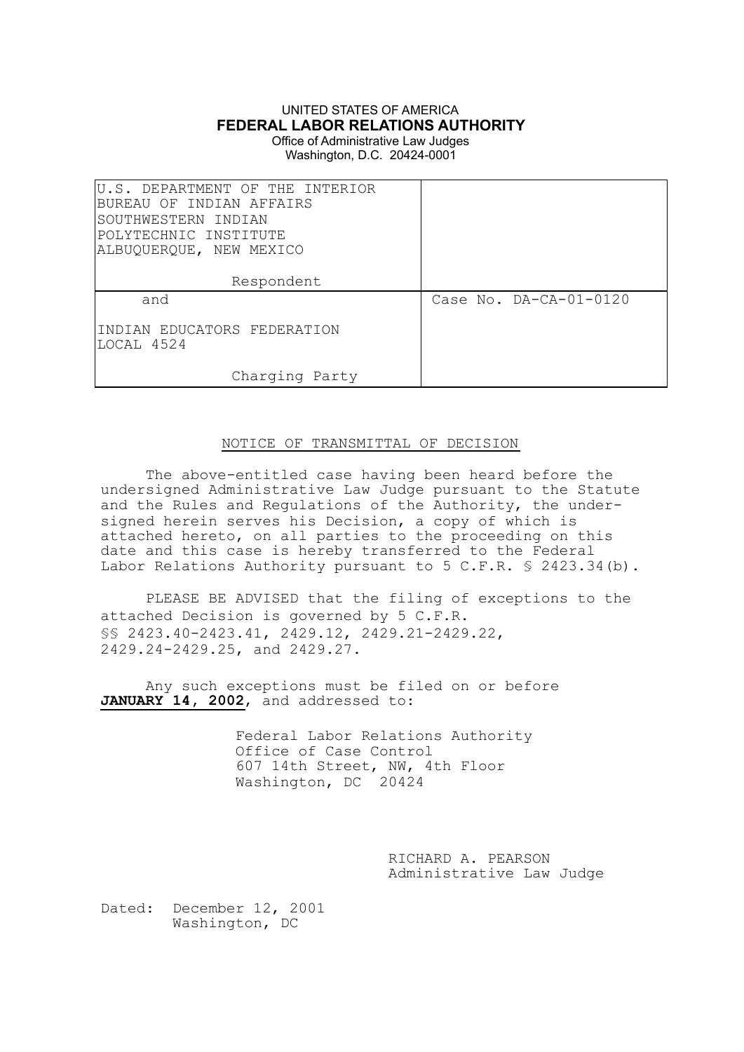UNITED STATES OF AMERICA

**FEDERAL LABOR RELATIONS AUTHORITY**

Office of Administrative Law Judges

Washington, D.C. 20424-0001

| | |
|---|---|
| U.S. DEPARTMENT OF THE INTERIOR<br>BUREAU OF INDIAN AFFAIRS<br>SOUTHWESTERN INDIAN<br>POLYTECHNIC INSTITUTE<br>ALBUQUERQUE, NEW MEXICO<br><br>Respondent | |
| and<br><br>INDIAN EDUCATORS FEDERATION<br>LOCAL 4524<br><br>Charging Party | Case No. DA-CA-01-0120 |

NOTICE OF TRANSMITTAL OF DECISION

The above-entitled case having been heard before the undersigned Administrative Law Judge pursuant to the Statute and the Rules and Regulations of the Authority, the under-signed herein serves his Decision, a copy of which is attached hereto, on all parties to the proceeding on this date and this case is hereby transferred to the Federal Labor Relations Authority pursuant to 5 C.F.R. § 2423.34(b).

PLEASE BE ADVISED that the filing of exceptions to the attached Decision is governed by 5 C.F.R. §§ 2423.40-2423.41, 2429.12, 2429.21-2429.22, 2429.24-2429.25, and 2429.27.

Any such exceptions must be filed on or before **JANUARY 14, 2002**, and addressed to:

Federal Labor Relations Authority
Office of Case Control
607 14th Street, NW, 4th Floor
Washington, DC 20424

RICHARD A. PEARSON
Administrative Law Judge

Dated: December 12, 2001
Washington, DC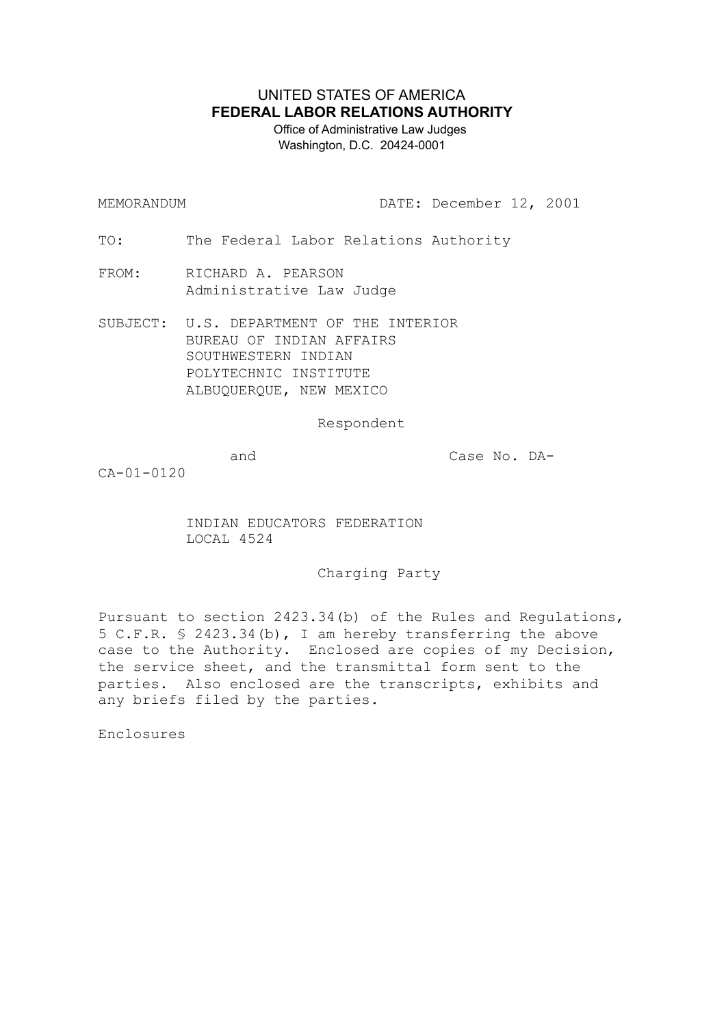UNITED STATES OF AMERICA
**FEDERAL LABOR RELATIONS AUTHORITY**
Office of Administrative Law Judges
Washington, D.C. 20424-0001

MEMORANDUM DATE: December 12, 2001

TO: The Federal Labor Relations Authority

FROM: RICHARD A. PEARSON
Administrative Law Judge

SUBJECT: U.S. DEPARTMENT OF THE INTERIOR
BUREAU OF INDIAN AFFAIRS
SOUTHWESTERN INDIAN
POLYTECHNIC INSTITUTE
ALBUQUERQUE, NEW MEXICO

Respondent

and Case No. DA-CA-01-0120

INDIAN EDUCATORS FEDERATION
LOCAL 4524

Charging Party

Pursuant to section 2423.34(b) of the Rules and Regulations, 5 C.F.R. § 2423.34(b), I am hereby transferring the above case to the Authority. Enclosed are copies of my Decision, the service sheet, and the transmittal form sent to the parties. Also enclosed are the transcripts, exhibits and any briefs filed by the parties.

Enclosures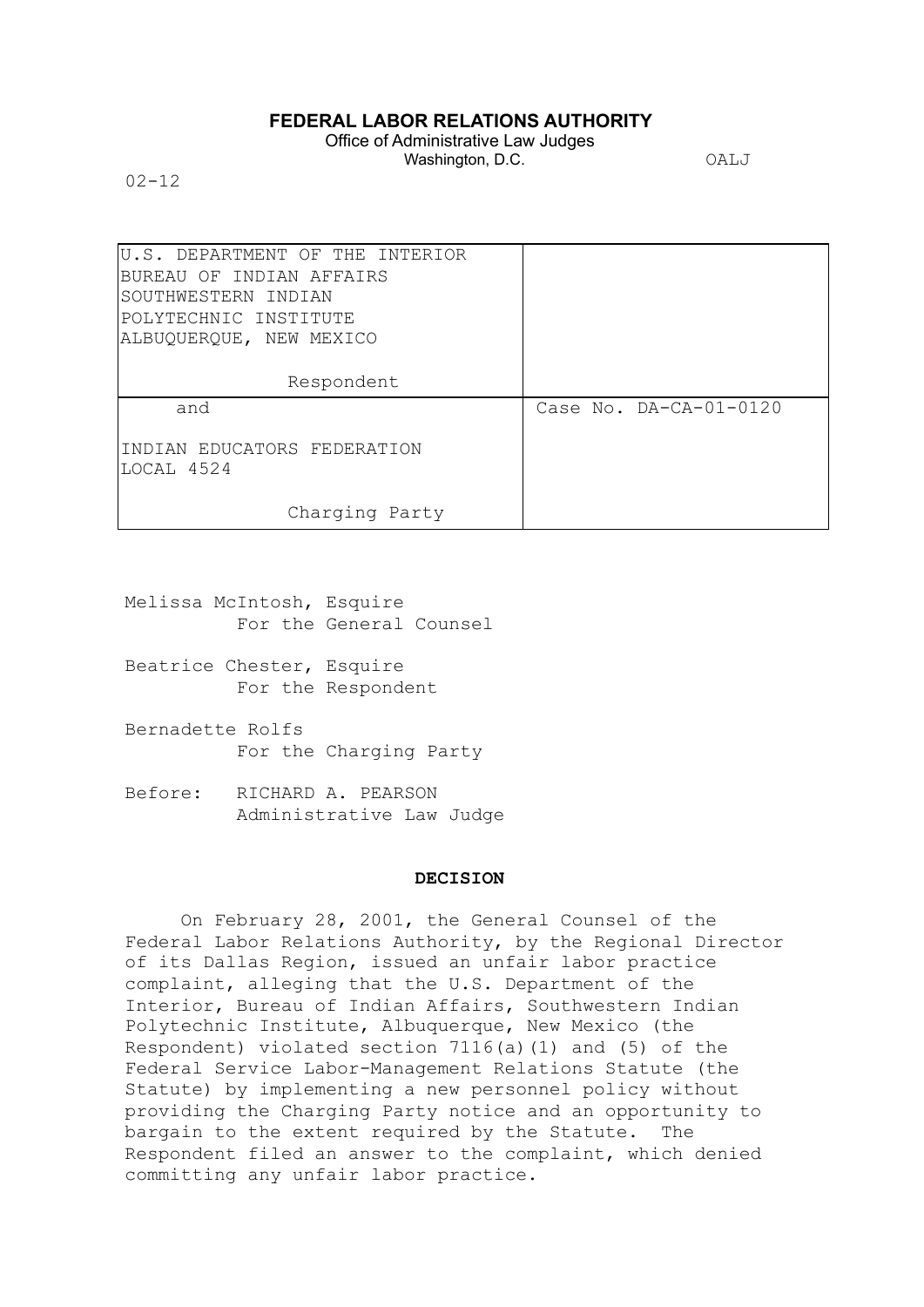**FEDERAL LABOR RELATIONS AUTHORITY**

Office of Administrative Law Judges
Washington, D.C.

OALJ 02-12

| U.S. DEPARTMENT OF THE INTERIOR BUREAU OF INDIAN AFFAIRS SOUTHWESTERN INDIAN POLYTECHNIC INSTITUTE ALBUQUERQUE, NEW MEXICO<br><br>Respondent | |
|---|---|
| and<br><br>INDIAN EDUCATORS FEDERATION LOCAL 4524<br><br>Charging Party | Case No. DA-CA-01-0120 |

Melissa McIntosh, Esquire
For the General Counsel

Beatrice Chester, Esquire
For the Respondent

Bernadette Rolfs
For the Charging Party

Before: RICHARD A. PEARSON
Administrative Law Judge

**DECISION**

On February 28, 2001, the General Counsel of the Federal Labor Relations Authority, by the Regional Director of its Dallas Region, issued an unfair labor practice complaint, alleging that the U.S. Department of the Interior, Bureau of Indian Affairs, Southwestern Indian Polytechnic Institute, Albuquerque, New Mexico (the Respondent) violated section 7116(a)(1) and (5) of the Federal Service Labor-Management Relations Statute (the Statute) by implementing a new personnel policy without providing the Charging Party notice and an opportunity to bargain to the extent required by the Statute. The Respondent filed an answer to the complaint, which denied committing any unfair labor practice.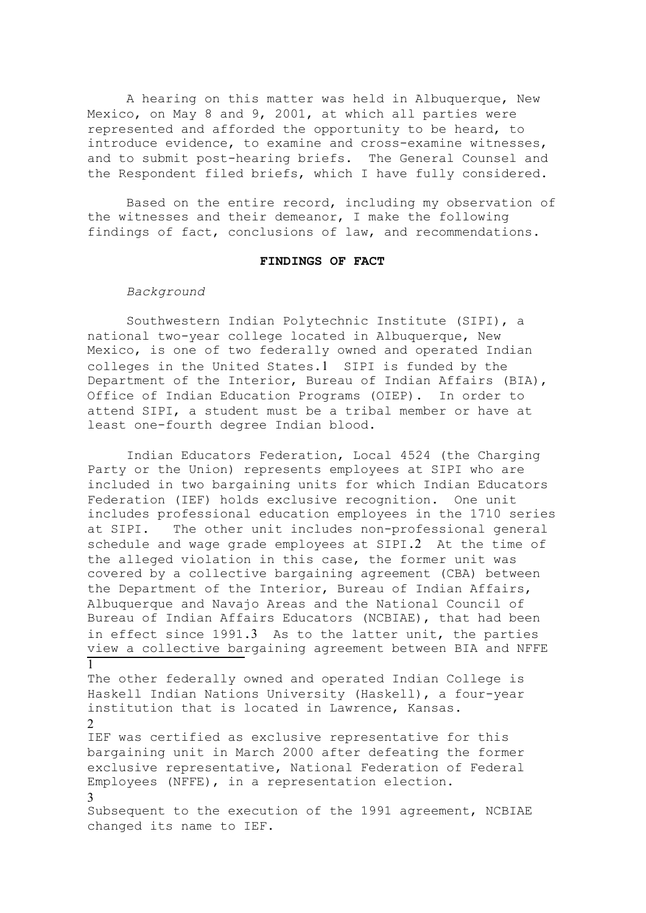A hearing on this matter was held in Albuquerque, New Mexico, on May 8 and 9, 2001, at which all parties were represented and afforded the opportunity to be heard, to introduce evidence, to examine and cross-examine witnesses, and to submit post-hearing briefs. The General Counsel and the Respondent filed briefs, which I have fully considered.

Based on the entire record, including my observation of the witnesses and their demeanor, I make the following findings of fact, conclusions of law, and recommendations.

## FINDINGS OF FACT

*Background*

Southwestern Indian Polytechnic Institute (SIPI), a national two-year college located in Albuquerque, New Mexico, is one of two federally owned and operated Indian colleges in the United States.[1] SIPI is funded by the Department of the Interior, Bureau of Indian Affairs (BIA), Office of Indian Education Programs (OIEP). In order to attend SIPI, a student must be a tribal member or have at least one-fourth degree Indian blood.

Indian Educators Federation, Local 4524 (the Charging Party or the Union) represents employees at SIPI who are included in two bargaining units for which Indian Educators Federation (IEF) holds exclusive recognition. One unit includes professional education employees in the 1710 series at SIPI. The other unit includes non-professional general schedule and wage grade employees at SIPI.[2] At the time of the alleged violation in this case, the former unit was covered by a collective bargaining agreement (CBA) between the Department of the Interior, Bureau of Indian Affairs, Albuquerque and Navajo Areas and the National Council of Bureau of Indian Affairs Educators (NCBIAE), that had been in effect since 1991.[3] As to the latter unit, the parties view a collective bargaining agreement between BIA and NFFE

---

[1] The other federally owned and operated Indian College is Haskell Indian Nations University (Haskell), a four-year institution that is located in Lawrence, Kansas.

[2] IEF was certified as exclusive representative for this bargaining unit in March 2000 after defeating the former exclusive representative, National Federation of Federal Employees (NFFE), in a representation election.

[3] Subsequent to the execution of the 1991 agreement, NCBIAE changed its name to IEF.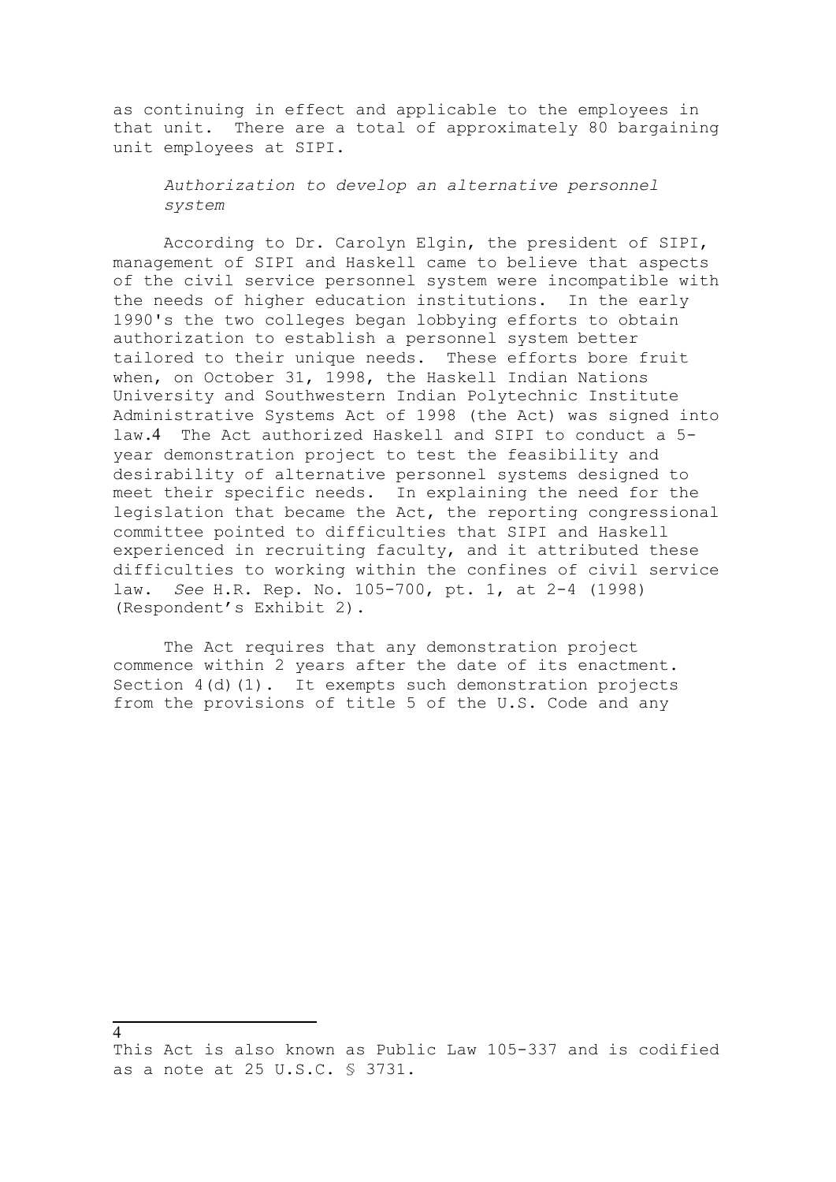as continuing in effect and applicable to the employees in that unit. There are a total of approximately 80 bargaining unit employees at SIPI.

*Authorization to develop an alternative personnel system*

According to Dr. Carolyn Elgin, the president of SIPI, management of SIPI and Haskell came to believe that aspects of the civil service personnel system were incompatible with the needs of higher education institutions. In the early 1990's the two colleges began lobbying efforts to obtain authorization to establish a personnel system better tailored to their unique needs. These efforts bore fruit when, on October 31, 1998, the Haskell Indian Nations University and Southwestern Indian Polytechnic Institute Administrative Systems Act of 1998 (the Act) was signed into law.[4] The Act authorized Haskell and SIPI to conduct a 5-year demonstration project to test the feasibility and desirability of alternative personnel systems designed to meet their specific needs. In explaining the need for the legislation that became the Act, the reporting congressional committee pointed to difficulties that SIPI and Haskell experienced in recruiting faculty, and it attributed these difficulties to working within the confines of civil service law. *See* H.R. Rep. No. 105-700, pt. 1, at 2-4 (1998) (Respondent's Exhibit 2).

The Act requires that any demonstration project commence within 2 years after the date of its enactment. Section 4(d)(1). It exempts such demonstration projects from the provisions of title 5 of the U.S. Code and any

---

[4] This Act is also known as Public Law 105-337 and is codified as a note at 25 U.S.C. § 3731.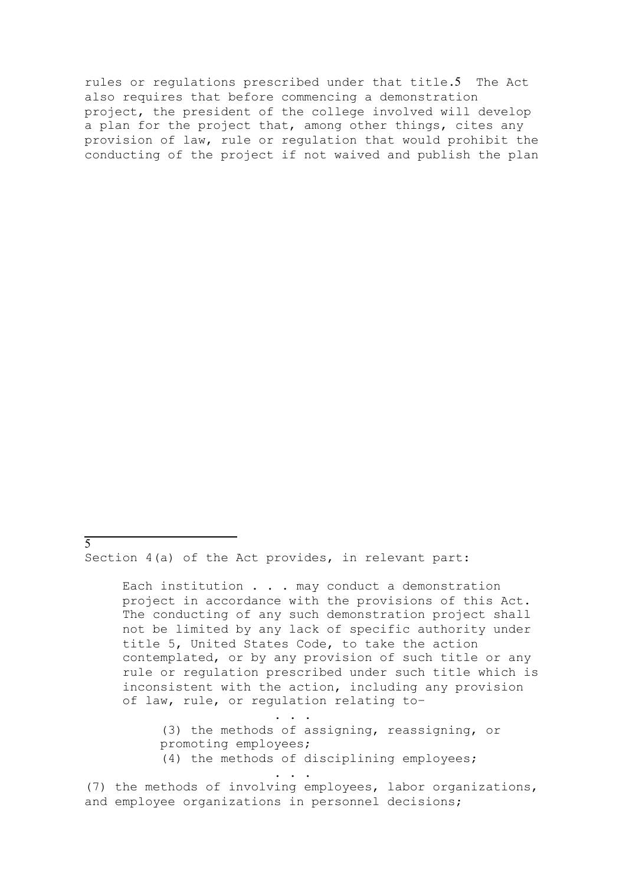rules or regulations prescribed under that title.[5] The Act also requires that before commencing a demonstration project, the president of the college involved will develop a plan for the project that, among other things, cites any provision of law, rule or regulation that would prohibit the conducting of the project if not waived and publish the plan

---

[5] Section 4(a) of the Act provides, in relevant part:

> Each institution . . . may conduct a demonstration project in accordance with the provisions of this Act. The conducting of any such demonstration project shall not be limited by any lack of specific authority under title 5, United States Code, to take the action contemplated, or by any provision of such title or any rule or regulation prescribed under such title which is inconsistent with the action, including any provision of law, rule, or regulation relating to–
>
> . . .
>
> (3) the methods of assigning, reassigning, or promoting employees;
>
> (4) the methods of disciplining employees;
>
> . . .
>
> (7) the methods of involving employees, labor organizations, and employee organizations in personnel decisions;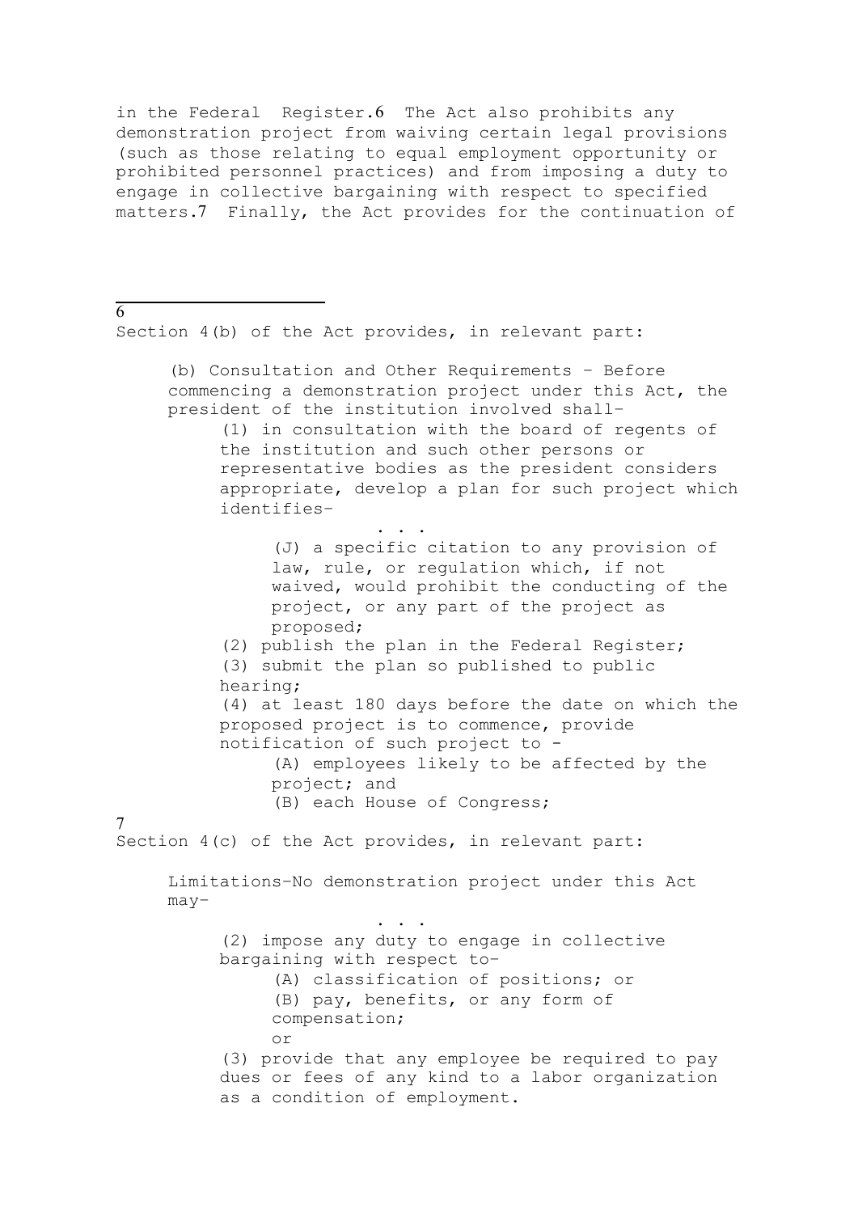in the Federal Register.[6] The Act also prohibits any demonstration project from waiving certain legal provisions (such as those relating to equal employment opportunity or prohibited personnel practices) and from imposing a duty to engage in collective bargaining with respect to specified matters.[7] Finally, the Act provides for the continuation of

---

[6] Section 4(b) of the Act provides, in relevant part:

> (b) Consultation and Other Requirements – Before commencing a demonstration project under this Act, the president of the institution involved shall–
>
> > (1) in consultation with the board of regents of the institution and such other persons or representative bodies as the president considers appropriate, develop a plan for such project which identifies–
> >
> > . . .
> >
> > > (J) a specific citation to any provision of law, rule, or regulation which, if not waived, would prohibit the conducting of the project, or any part of the project as proposed;
> >
> > (2) publish the plan in the Federal Register;
> >
> > (3) submit the plan so published to public hearing;
> >
> > (4) at least 180 days before the date on which the proposed project is to commence, provide notification of such project to -
> >
> > > (A) employees likely to be affected by the project; and
> > >
> > > (B) each House of Congress;

[7] Section 4(c) of the Act provides, in relevant part:

> Limitations–No demonstration project under this Act may–
>
> . . .
>
> > (2) impose any duty to engage in collective bargaining with respect to–
> >
> > > (A) classification of positions; or
> > >
> > > (B) pay, benefits, or any form of compensation;
> > >
> > > or
> >
> > (3) provide that any employee be required to pay dues or fees of any kind to a labor organization as a condition of employment.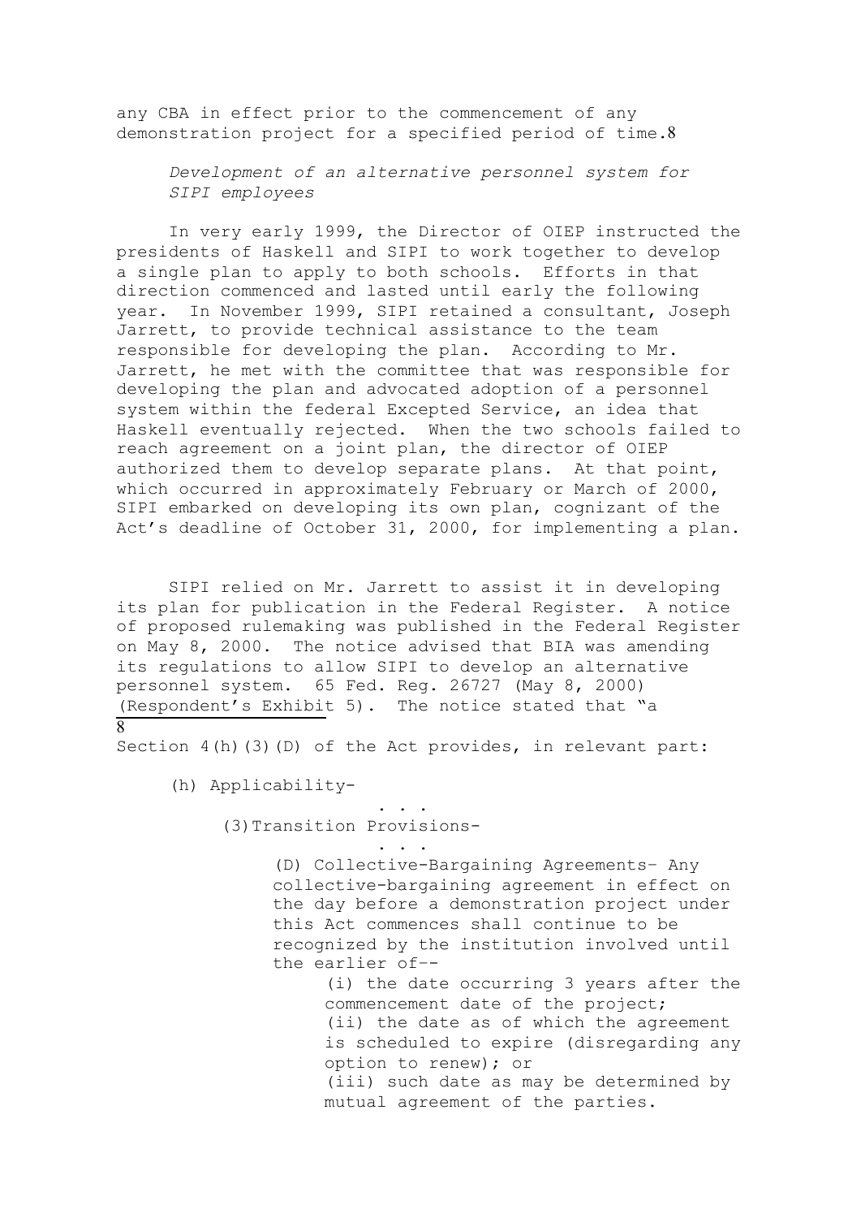any CBA in effect prior to the commencement of any demonstration project for a specified period of time.[8]

*Development of an alternative personnel system for SIPI employees*

In very early 1999, the Director of OIEP instructed the presidents of Haskell and SIPI to work together to develop a single plan to apply to both schools. Efforts in that direction commenced and lasted until early the following year. In November 1999, SIPI retained a consultant, Joseph Jarrett, to provide technical assistance to the team responsible for developing the plan. According to Mr. Jarrett, he met with the committee that was responsible for developing the plan and advocated adoption of a personnel system within the federal Excepted Service, an idea that Haskell eventually rejected. When the two schools failed to reach agreement on a joint plan, the director of OIEP authorized them to develop separate plans. At that point, which occurred in approximately February or March of 2000, SIPI embarked on developing its own plan, cognizant of the Act's deadline of October 31, 2000, for implementing a plan.

SIPI relied on Mr. Jarrett to assist it in developing its plan for publication in the Federal Register. A notice of proposed rulemaking was published in the Federal Register on May 8, 2000. The notice advised that BIA was amending its regulations to allow SIPI to develop an alternative personnel system. 65 Fed. Reg. 26727 (May 8, 2000) (Respondent's Exhibit 5). The notice stated that "a

---

[8] Section 4(h)(3)(D) of the Act provides, in relevant part:

> (h) Applicability-
>
> . . .
>
> (3) Transition Provisions-
>
> . . .
>
> (D) Collective-Bargaining Agreements– Any collective-bargaining agreement in effect on the day before a demonstration project under this Act commences shall continue to be recognized by the institution involved until the earlier of--
>
> (i) the date occurring 3 years after the commencement date of the project;
>
> (ii) the date as of which the agreement is scheduled to expire (disregarding any option to renew); or
>
> (iii) such date as may be determined by mutual agreement of the parties.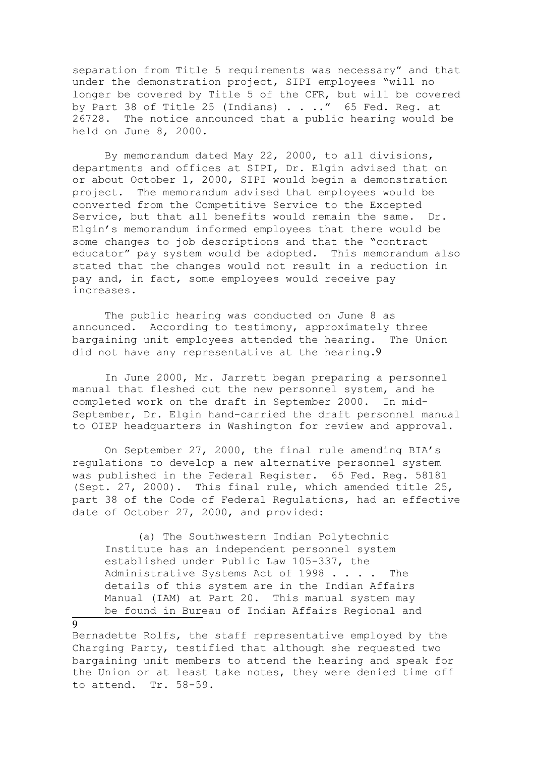separation from Title 5 requirements was necessary" and that under the demonstration project, SIPI employees "will no longer be covered by Title 5 of the CFR, but will be covered by Part 38 of Title 25 (Indians) . . . ." 65 Fed. Reg. at 26728. The notice announced that a public hearing would be held on June 8, 2000.

By memorandum dated May 22, 2000, to all divisions, departments and offices at SIPI, Dr. Elgin advised that on or about October 1, 2000, SIPI would begin a demonstration project. The memorandum advised that employees would be converted from the Competitive Service to the Excepted Service, but that all benefits would remain the same. Dr. Elgin's memorandum informed employees that there would be some changes to job descriptions and that the "contract educator" pay system would be adopted. This memorandum also stated that the changes would not result in a reduction in pay and, in fact, some employees would receive pay increases.

The public hearing was conducted on June 8 as announced. According to testimony, approximately three bargaining unit employees attended the hearing. The Union did not have any representative at the hearing.[9]

In June 2000, Mr. Jarrett began preparing a personnel manual that fleshed out the new personnel system, and he completed work on the draft in September 2000. In mid-September, Dr. Elgin hand-carried the draft personnel manual to OIEP headquarters in Washington for review and approval.

On September 27, 2000, the final rule amending BIA's regulations to develop a new alternative personnel system was published in the Federal Register. 65 Fed. Reg. 58181 (Sept. 27, 2000). This final rule, which amended title 25, part 38 of the Code of Federal Regulations, had an effective date of October 27, 2000, and provided:

> (a) The Southwestern Indian Polytechnic Institute has an independent personnel system established under Public Law 105-337, the Administrative Systems Act of 1998 . . . . The details of this system are in the Indian Affairs Manual (IAM) at Part 20. This manual system may be found in Bureau of Indian Affairs Regional and

---

[9] Bernadette Rolfs, the staff representative employed by the Charging Party, testified that although she requested two bargaining unit members to attend the hearing and speak for the Union or at least take notes, they were denied time off to attend. Tr. 58-59.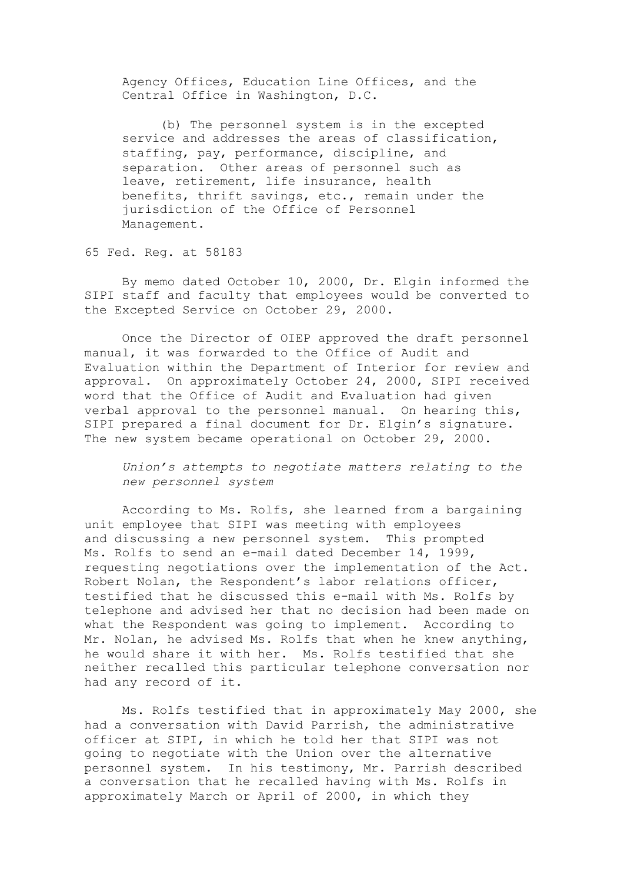Agency Offices, Education Line Offices, and the Central Office in Washington, D.C.

> (b) The personnel system is in the excepted service and addresses the areas of classification, staffing, pay, performance, discipline, and separation. Other areas of personnel such as leave, retirement, life insurance, health benefits, thrift savings, etc., remain under the jurisdiction of the Office of Personnel Management.

65 Fed. Reg. at 58183

By memo dated October 10, 2000, Dr. Elgin informed the SIPI staff and faculty that employees would be converted to the Excepted Service on October 29, 2000.

Once the Director of OIEP approved the draft personnel manual, it was forwarded to the Office of Audit and Evaluation within the Department of Interior for review and approval. On approximately October 24, 2000, SIPI received word that the Office of Audit and Evaluation had given verbal approval to the personnel manual. On hearing this, SIPI prepared a final document for Dr. Elgin's signature. The new system became operational on October 29, 2000.

*Union's attempts to negotiate matters relating to the new personnel system*

According to Ms. Rolfs, she learned from a bargaining unit employee that SIPI was meeting with employees and discussing a new personnel system. This prompted Ms. Rolfs to send an e-mail dated December 14, 1999, requesting negotiations over the implementation of the Act. Robert Nolan, the Respondent's labor relations officer, testified that he discussed this e-mail with Ms. Rolfs by telephone and advised her that no decision had been made on what the Respondent was going to implement. According to Mr. Nolan, he advised Ms. Rolfs that when he knew anything, he would share it with her. Ms. Rolfs testified that she neither recalled this particular telephone conversation nor had any record of it.

Ms. Rolfs testified that in approximately May 2000, she had a conversation with David Parrish, the administrative officer at SIPI, in which he told her that SIPI was not going to negotiate with the Union over the alternative personnel system. In his testimony, Mr. Parrish described a conversation that he recalled having with Ms. Rolfs in approximately March or April of 2000, in which they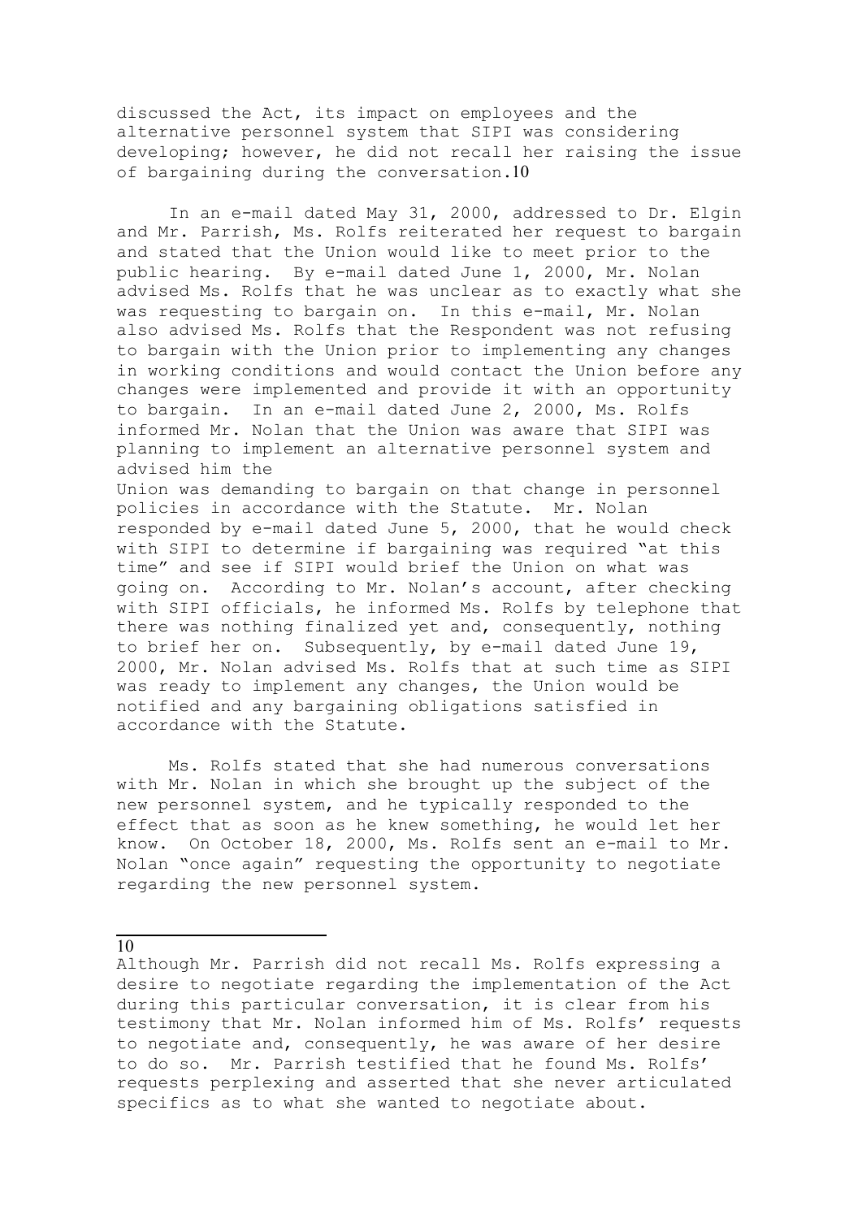discussed the Act, its impact on employees and the alternative personnel system that SIPI was considering developing; however, he did not recall her raising the issue of bargaining during the conversation.[10]

In an e-mail dated May 31, 2000, addressed to Dr. Elgin and Mr. Parrish, Ms. Rolfs reiterated her request to bargain and stated that the Union would like to meet prior to the public hearing. By e-mail dated June 1, 2000, Mr. Nolan advised Ms. Rolfs that he was unclear as to exactly what she was requesting to bargain on. In this e-mail, Mr. Nolan also advised Ms. Rolfs that the Respondent was not refusing to bargain with the Union prior to implementing any changes in working conditions and would contact the Union before any changes were implemented and provide it with an opportunity to bargain. In an e-mail dated June 2, 2000, Ms. Rolfs informed Mr. Nolan that the Union was aware that SIPI was planning to implement an alternative personnel system and advised him the Union was demanding to bargain on that change in personnel policies in accordance with the Statute. Mr. Nolan responded by e-mail dated June 5, 2000, that he would check with SIPI to determine if bargaining was required "at this time" and see if SIPI would brief the Union on what was going on. According to Mr. Nolan's account, after checking with SIPI officials, he informed Ms. Rolfs by telephone that there was nothing finalized yet and, consequently, nothing to brief her on. Subsequently, by e-mail dated June 19, 2000, Mr. Nolan advised Ms. Rolfs that at such time as SIPI was ready to implement any changes, the Union would be notified and any bargaining obligations satisfied in accordance with the Statute.

Ms. Rolfs stated that she had numerous conversations with Mr. Nolan in which she brought up the subject of the new personnel system, and he typically responded to the effect that as soon as he knew something, he would let her know. On October 18, 2000, Ms. Rolfs sent an e-mail to Mr. Nolan "once again" requesting the opportunity to negotiate regarding the new personnel system.

---

[10] Although Mr. Parrish did not recall Ms. Rolfs expressing a desire to negotiate regarding the implementation of the Act during this particular conversation, it is clear from his testimony that Mr. Nolan informed him of Ms. Rolfs' requests to negotiate and, consequently, he was aware of her desire to do so. Mr. Parrish testified that he found Ms. Rolfs' requests perplexing and asserted that she never articulated specifics as to what she wanted to negotiate about.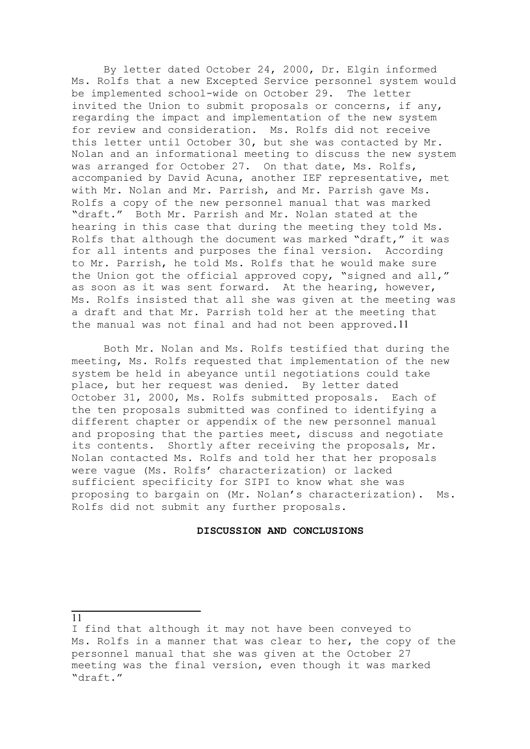By letter dated October 24, 2000, Dr. Elgin informed Ms. Rolfs that a new Excepted Service personnel system would be implemented school-wide on October 29. The letter invited the Union to submit proposals or concerns, if any, regarding the impact and implementation of the new system for review and consideration. Ms. Rolfs did not receive this letter until October 30, but she was contacted by Mr. Nolan and an informational meeting to discuss the new system was arranged for October 27. On that date, Ms. Rolfs, accompanied by David Acuna, another IEF representative, met with Mr. Nolan and Mr. Parrish, and Mr. Parrish gave Ms. Rolfs a copy of the new personnel manual that was marked "draft." Both Mr. Parrish and Mr. Nolan stated at the hearing in this case that during the meeting they told Ms. Rolfs that although the document was marked "draft," it was for all intents and purposes the final version. According to Mr. Parrish, he told Ms. Rolfs that he would make sure the Union got the official approved copy, "signed and all," as soon as it was sent forward. At the hearing, however, Ms. Rolfs insisted that all she was given at the meeting was a draft and that Mr. Parrish told her at the meeting that the manual was not final and had not been approved.[11]

Both Mr. Nolan and Ms. Rolfs testified that during the meeting, Ms. Rolfs requested that implementation of the new system be held in abeyance until negotiations could take place, but her request was denied. By letter dated October 31, 2000, Ms. Rolfs submitted proposals. Each of the ten proposals submitted was confined to identifying a different chapter or appendix of the new personnel manual and proposing that the parties meet, discuss and negotiate its contents. Shortly after receiving the proposals, Mr. Nolan contacted Ms. Rolfs and told her that her proposals were vague (Ms. Rolfs' characterization) or lacked sufficient specificity for SIPI to know what she was proposing to bargain on (Mr. Nolan's characterization). Ms. Rolfs did not submit any further proposals.

## DISCUSSION AND CONCLUSIONS

---

[11] I find that although it may not have been conveyed to Ms. Rolfs in a manner that was clear to her, the copy of the personnel manual that she was given at the October 27 meeting was the final version, even though it was marked "draft."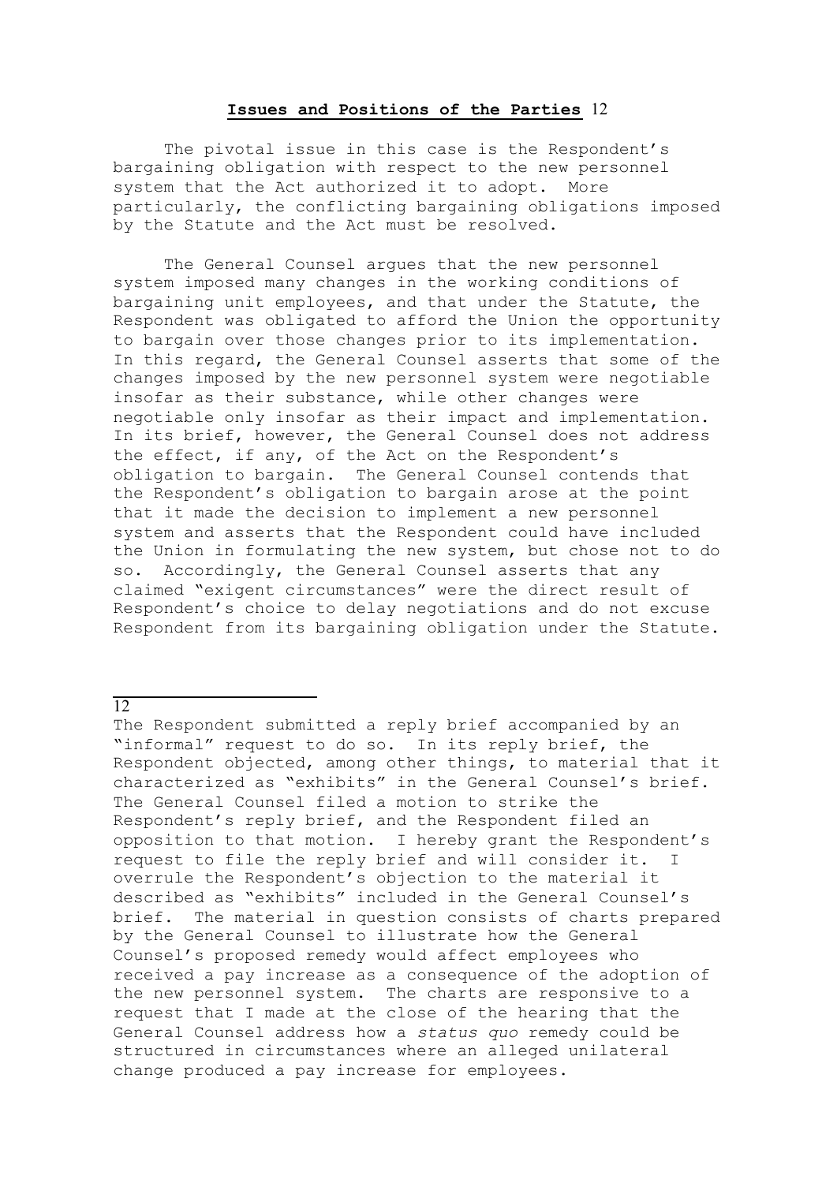**Issues and Positions of the Parties** [12]

The pivotal issue in this case is the Respondent's bargaining obligation with respect to the new personnel system that the Act authorized it to adopt. More particularly, the conflicting bargaining obligations imposed by the Statute and the Act must be resolved.

The General Counsel argues that the new personnel system imposed many changes in the working conditions of bargaining unit employees, and that under the Statute, the Respondent was obligated to afford the Union the opportunity to bargain over those changes prior to its implementation. In this regard, the General Counsel asserts that some of the changes imposed by the new personnel system were negotiable insofar as their substance, while other changes were negotiable only insofar as their impact and implementation. In its brief, however, the General Counsel does not address the effect, if any, of the Act on the Respondent's obligation to bargain. The General Counsel contends that the Respondent's obligation to bargain arose at the point that it made the decision to implement a new personnel system and asserts that the Respondent could have included the Union in formulating the new system, but chose not to do so. Accordingly, the General Counsel asserts that any claimed "exigent circumstances" were the direct result of Respondent's choice to delay negotiations and do not excuse Respondent from its bargaining obligation under the Statute.

---

[12] The Respondent submitted a reply brief accompanied by an "informal" request to do so. In its reply brief, the Respondent objected, among other things, to material that it characterized as "exhibits" in the General Counsel's brief. The General Counsel filed a motion to strike the Respondent's reply brief, and the Respondent filed an opposition to that motion. I hereby grant the Respondent's request to file the reply brief and will consider it. I overrule the Respondent's objection to the material it described as "exhibits" included in the General Counsel's brief. The material in question consists of charts prepared by the General Counsel to illustrate how the General Counsel's proposed remedy would affect employees who received a pay increase as a consequence of the adoption of the new personnel system. The charts are responsive to a request that I made at the close of the hearing that the General Counsel address how a *status quo* remedy could be structured in circumstances where an alleged unilateral change produced a pay increase for employees.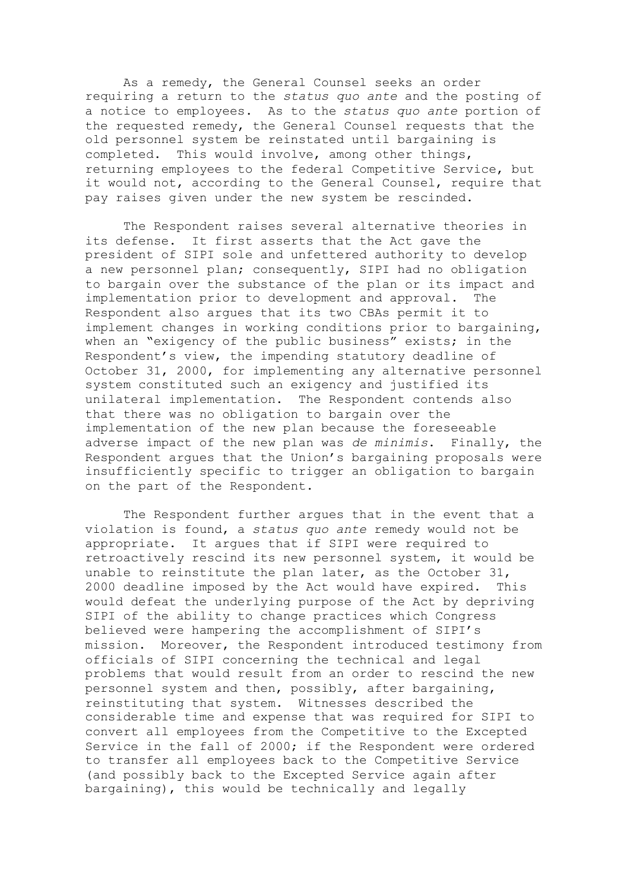As a remedy, the General Counsel seeks an order requiring a return to the *status quo ante* and the posting of a notice to employees. As to the *status quo ante* portion of the requested remedy, the General Counsel requests that the old personnel system be reinstated until bargaining is completed. This would involve, among other things, returning employees to the federal Competitive Service, but it would not, according to the General Counsel, require that pay raises given under the new system be rescinded.

The Respondent raises several alternative theories in its defense. It first asserts that the Act gave the president of SIPI sole and unfettered authority to develop a new personnel plan; consequently, SIPI had no obligation to bargain over the substance of the plan or its impact and implementation prior to development and approval. The Respondent also argues that its two CBAs permit it to implement changes in working conditions prior to bargaining, when an "exigency of the public business" exists; in the Respondent's view, the impending statutory deadline of October 31, 2000, for implementing any alternative personnel system constituted such an exigency and justified its unilateral implementation. The Respondent contends also that there was no obligation to bargain over the implementation of the new plan because the foreseeable adverse impact of the new plan was *de minimis*. Finally, the Respondent argues that the Union's bargaining proposals were insufficiently specific to trigger an obligation to bargain on the part of the Respondent.

The Respondent further argues that in the event that a violation is found, a *status quo ante* remedy would not be appropriate. It argues that if SIPI were required to retroactively rescind its new personnel system, it would be unable to reinstitute the plan later, as the October 31, 2000 deadline imposed by the Act would have expired. This would defeat the underlying purpose of the Act by depriving SIPI of the ability to change practices which Congress believed were hampering the accomplishment of SIPI's mission. Moreover, the Respondent introduced testimony from officials of SIPI concerning the technical and legal problems that would result from an order to rescind the new personnel system and then, possibly, after bargaining, reinstituting that system. Witnesses described the considerable time and expense that was required for SIPI to convert all employees from the Competitive to the Excepted Service in the fall of 2000; if the Respondent were ordered to transfer all employees back to the Competitive Service (and possibly back to the Excepted Service again after bargaining), this would be technically and legally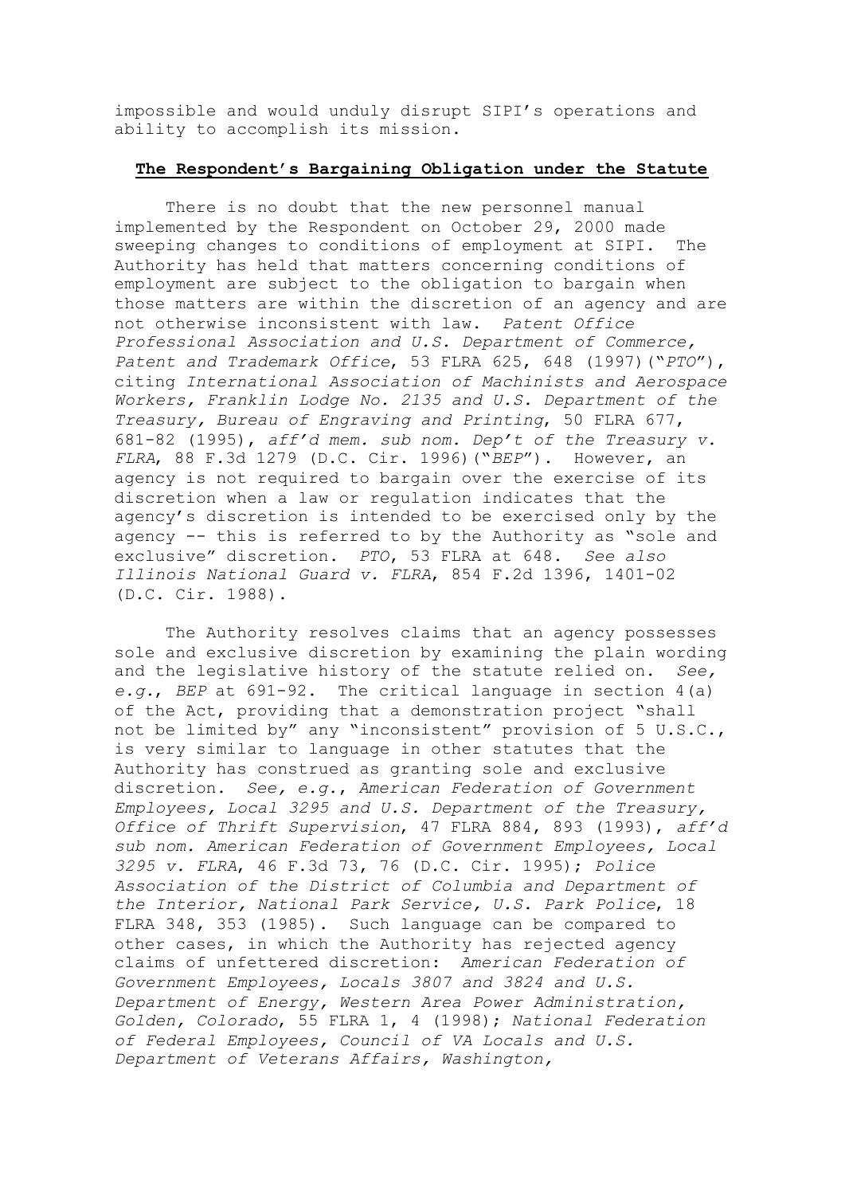impossible and would unduly disrupt SIPI's operations and ability to accomplish its mission.

**The Respondent's Bargaining Obligation under the Statute**

There is no doubt that the new personnel manual implemented by the Respondent on October 29, 2000 made sweeping changes to conditions of employment at SIPI. The Authority has held that matters concerning conditions of employment are subject to the obligation to bargain when those matters are within the discretion of an agency and are not otherwise inconsistent with law. *Patent Office Professional Association and U.S. Department of Commerce, Patent and Trademark Office*, 53 FLRA 625, 648 (1997)("*PTO*"), citing *International Association of Machinists and Aerospace Workers, Franklin Lodge No. 2135 and U.S. Department of the Treasury, Bureau of Engraving and Printing*, 50 FLRA 677, 681-82 (1995), *aff'd mem. sub nom. Dep't of the Treasury v. FLRA*, 88 F.3d 1279 (D.C. Cir. 1996)("*BEP*"). However, an agency is not required to bargain over the exercise of its discretion when a law or regulation indicates that the agency's discretion is intended to be exercised only by the agency -- this is referred to by the Authority as "sole and exclusive" discretion. *PTO*, 53 FLRA at 648. *See also Illinois National Guard v. FLRA*, 854 F.2d 1396, 1401-02 (D.C. Cir. 1988).

The Authority resolves claims that an agency possesses sole and exclusive discretion by examining the plain wording and the legislative history of the statute relied on. *See, e.g.*, *BEP* at 691-92. The critical language in section 4(a) of the Act, providing that a demonstration project "shall not be limited by" any "inconsistent" provision of 5 U.S.C., is very similar to language in other statutes that the Authority has construed as granting sole and exclusive discretion. *See, e.g.*, *American Federation of Government Employees, Local 3295 and U.S. Department of the Treasury, Office of Thrift Supervision*, 47 FLRA 884, 893 (1993), *aff'd sub nom. American Federation of Government Employees, Local 3295 v. FLRA*, 46 F.3d 73, 76 (D.C. Cir. 1995); *Police Association of the District of Columbia and Department of the Interior, National Park Service, U.S. Park Police*, 18 FLRA 348, 353 (1985). Such language can be compared to other cases, in which the Authority has rejected agency claims of unfettered discretion: *American Federation of Government Employees, Locals 3807 and 3824 and U.S. Department of Energy, Western Area Power Administration, Golden, Colorado*, 55 FLRA 1, 4 (1998); *National Federation of Federal Employees, Council of VA Locals and U.S. Department of Veterans Affairs, Washington,*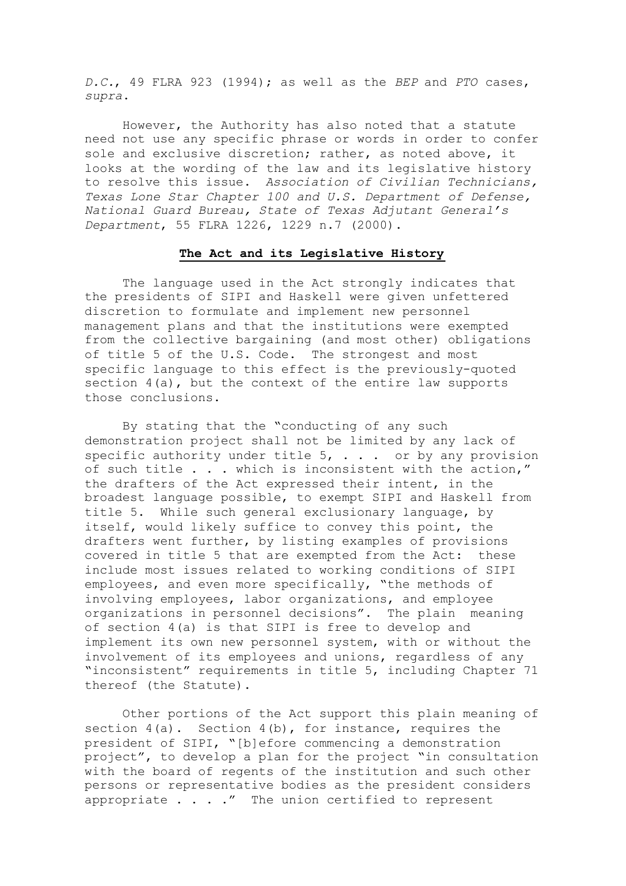*D.C.*, 49 FLRA 923 (1994); as well as the *BEP* and *PTO* cases, *supra*.

However, the Authority has also noted that a statute need not use any specific phrase or words in order to confer sole and exclusive discretion; rather, as noted above, it looks at the wording of the law and its legislative history to resolve this issue. *Association of Civilian Technicians, Texas Lone Star Chapter 100 and U.S. Department of Defense, National Guard Bureau, State of Texas Adjutant General's Department*, 55 FLRA 1226, 1229 n.7 (2000).

**The Act and its Legislative History**

The language used in the Act strongly indicates that the presidents of SIPI and Haskell were given unfettered discretion to formulate and implement new personnel management plans and that the institutions were exempted from the collective bargaining (and most other) obligations of title 5 of the U.S. Code. The strongest and most specific language to this effect is the previously-quoted section 4(a), but the context of the entire law supports those conclusions.

By stating that the "conducting of any such demonstration project shall not be limited by any lack of specific authority under title 5, . . . or by any provision of such title . . . which is inconsistent with the action," the drafters of the Act expressed their intent, in the broadest language possible, to exempt SIPI and Haskell from title 5. While such general exclusionary language, by itself, would likely suffice to convey this point, the drafters went further, by listing examples of provisions covered in title 5 that are exempted from the Act: these include most issues related to working conditions of SIPI employees, and even more specifically, "the methods of involving employees, labor organizations, and employee organizations in personnel decisions". The plain meaning of section 4(a) is that SIPI is free to develop and implement its own new personnel system, with or without the involvement of its employees and unions, regardless of any "inconsistent" requirements in title 5, including Chapter 71 thereof (the Statute).

Other portions of the Act support this plain meaning of section 4(a). Section 4(b), for instance, requires the president of SIPI, "[b]efore commencing a demonstration project", to develop a plan for the project "in consultation with the board of regents of the institution and such other persons or representative bodies as the president considers appropriate . . . ." The union certified to represent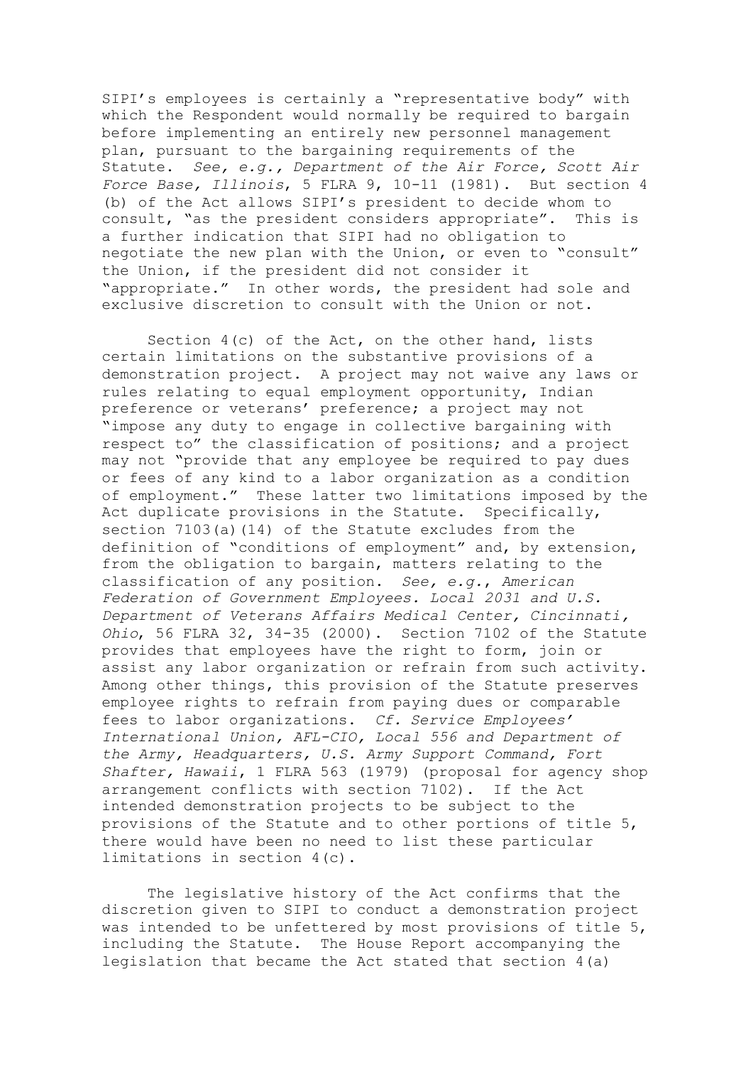SIPI's employees is certainly a "representative body" with which the Respondent would normally be required to bargain before implementing an entirely new personnel management plan, pursuant to the bargaining requirements of the Statute. *See, e.g., Department of the Air Force, Scott Air Force Base, Illinois*, 5 FLRA 9, 10-11 (1981). But section 4 (b) of the Act allows SIPI's president to decide whom to consult, "as the president considers appropriate". This is a further indication that SIPI had no obligation to negotiate the new plan with the Union, or even to "consult" the Union, if the president did not consider it "appropriate." In other words, the president had sole and exclusive discretion to consult with the Union or not.

Section 4(c) of the Act, on the other hand, lists certain limitations on the substantive provisions of a demonstration project. A project may not waive any laws or rules relating to equal employment opportunity, Indian preference or veterans' preference; a project may not "impose any duty to engage in collective bargaining with respect to" the classification of positions; and a project may not "provide that any employee be required to pay dues or fees of any kind to a labor organization as a condition of employment." These latter two limitations imposed by the Act duplicate provisions in the Statute. Specifically, section 7103(a)(14) of the Statute excludes from the definition of "conditions of employment" and, by extension, from the obligation to bargain, matters relating to the classification of any position. *See, e.g., American Federation of Government Employees. Local 2031 and U.S. Department of Veterans Affairs Medical Center, Cincinnati, Ohio*, 56 FLRA 32, 34-35 (2000). Section 7102 of the Statute provides that employees have the right to form, join or assist any labor organization or refrain from such activity. Among other things, this provision of the Statute preserves employee rights to refrain from paying dues or comparable fees to labor organizations. *Cf. Service Employees' International Union, AFL-CIO, Local 556 and Department of the Army, Headquarters, U.S. Army Support Command, Fort Shafter, Hawaii*, 1 FLRA 563 (1979) (proposal for agency shop arrangement conflicts with section 7102). If the Act intended demonstration projects to be subject to the provisions of the Statute and to other portions of title 5, there would have been no need to list these particular limitations in section 4(c).

The legislative history of the Act confirms that the discretion given to SIPI to conduct a demonstration project was intended to be unfettered by most provisions of title 5, including the Statute. The House Report accompanying the legislation that became the Act stated that section 4(a)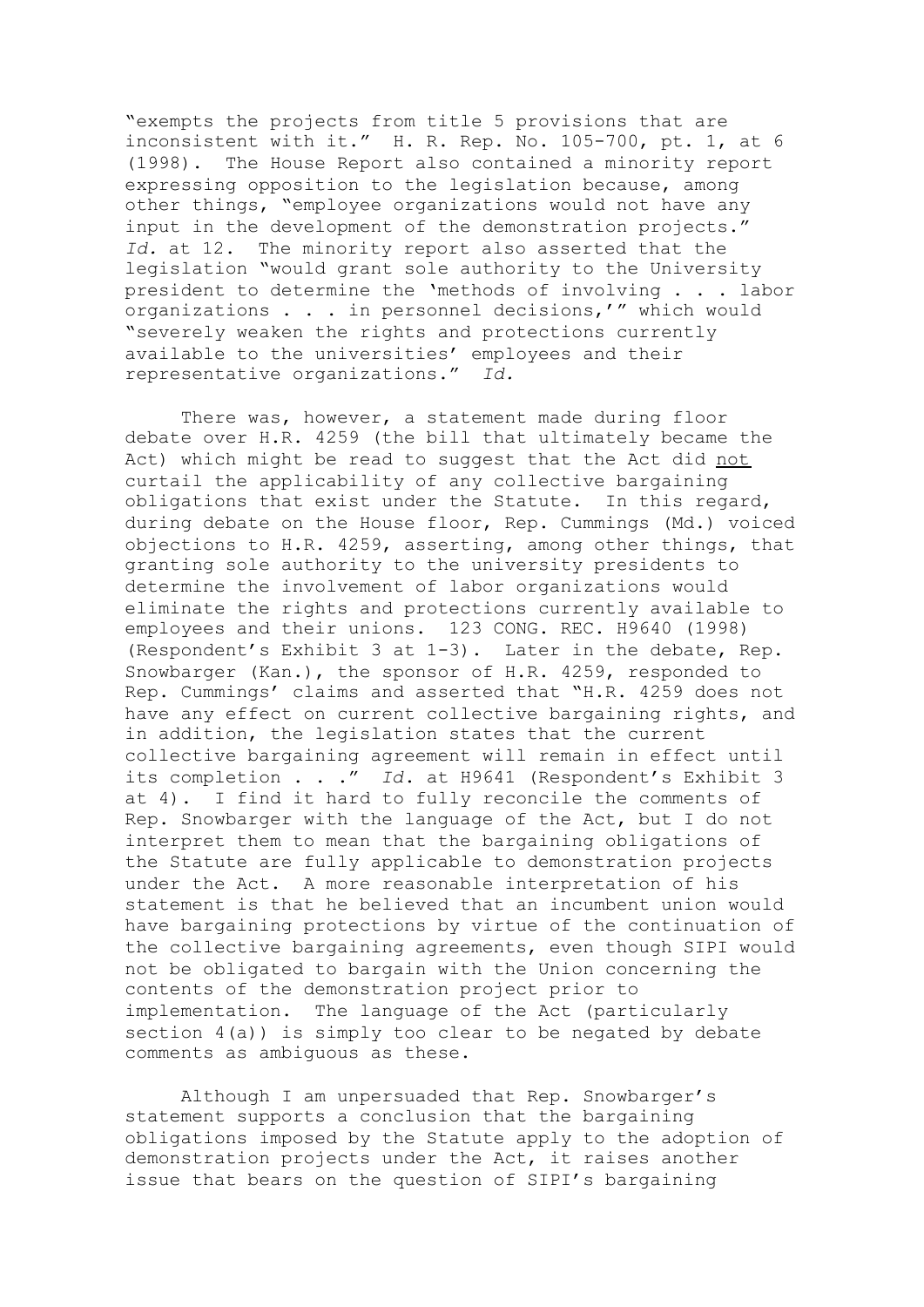"exempts the projects from title 5 provisions that are inconsistent with it." H. R. Rep. No. 105-700, pt. 1, at 6 (1998). The House Report also contained a minority report expressing opposition to the legislation because, among other things, "employee organizations would not have any input in the development of the demonstration projects." *Id.* at 12. The minority report also asserted that the legislation "would grant sole authority to the University president to determine the 'methods of involving . . . labor organizations . . . in personnel decisions,'" which would "severely weaken the rights and protections currently available to the universities' employees and their representative organizations." *Id.*

There was, however, a statement made during floor debate over H.R. 4259 (the bill that ultimately became the Act) which might be read to suggest that the Act did not curtail the applicability of any collective bargaining obligations that exist under the Statute. In this regard, during debate on the House floor, Rep. Cummings (Md.) voiced objections to H.R. 4259, asserting, among other things, that granting sole authority to the university presidents to determine the involvement of labor organizations would eliminate the rights and protections currently available to employees and their unions. 123 CONG. REC. H9640 (1998) (Respondent's Exhibit 3 at 1-3). Later in the debate, Rep. Snowbarger (Kan.), the sponsor of H.R. 4259, responded to Rep. Cummings' claims and asserted that "H.R. 4259 does not have any effect on current collective bargaining rights, and in addition, the legislation states that the current collective bargaining agreement will remain in effect until its completion . . ." *Id.* at H9641 (Respondent's Exhibit 3 at 4). I find it hard to fully reconcile the comments of Rep. Snowbarger with the language of the Act, but I do not interpret them to mean that the bargaining obligations of the Statute are fully applicable to demonstration projects under the Act. A more reasonable interpretation of his statement is that he believed that an incumbent union would have bargaining protections by virtue of the continuation of the collective bargaining agreements, even though SIPI would not be obligated to bargain with the Union concerning the contents of the demonstration project prior to implementation. The language of the Act (particularly section 4(a)) is simply too clear to be negated by debate comments as ambiguous as these.

Although I am unpersuaded that Rep. Snowbarger's statement supports a conclusion that the bargaining obligations imposed by the Statute apply to the adoption of demonstration projects under the Act, it raises another issue that bears on the question of SIPI's bargaining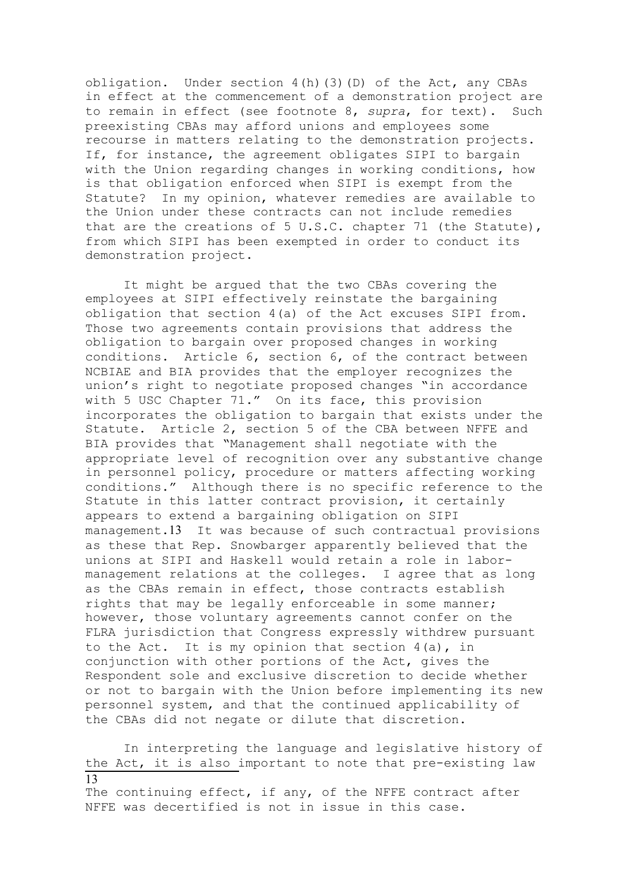obligation. Under section 4(h)(3)(D) of the Act, any CBAs in effect at the commencement of a demonstration project are to remain in effect (see footnote 8, *supra*, for text). Such preexisting CBAs may afford unions and employees some recourse in matters relating to the demonstration projects. If, for instance, the agreement obligates SIPI to bargain with the Union regarding changes in working conditions, how is that obligation enforced when SIPI is exempt from the Statute? In my opinion, whatever remedies are available to the Union under these contracts can not include remedies that are the creations of 5 U.S.C. chapter 71 (the Statute), from which SIPI has been exempted in order to conduct its demonstration project.

It might be argued that the two CBAs covering the employees at SIPI effectively reinstate the bargaining obligation that section 4(a) of the Act excuses SIPI from. Those two agreements contain provisions that address the obligation to bargain over proposed changes in working conditions. Article 6, section 6, of the contract between NCBIAE and BIA provides that the employer recognizes the union's right to negotiate proposed changes "in accordance with 5 USC Chapter 71." On its face, this provision incorporates the obligation to bargain that exists under the Statute. Article 2, section 5 of the CBA between NFFE and BIA provides that "Management shall negotiate with the appropriate level of recognition over any substantive change in personnel policy, procedure or matters affecting working conditions." Although there is no specific reference to the Statute in this latter contract provision, it certainly appears to extend a bargaining obligation on SIPI management.[13] It was because of such contractual provisions as these that Rep. Snowbarger apparently believed that the unions at SIPI and Haskell would retain a role in labor-management relations at the colleges. I agree that as long as the CBAs remain in effect, those contracts establish rights that may be legally enforceable in some manner; however, those voluntary agreements cannot confer on the FLRA jurisdiction that Congress expressly withdrew pursuant to the Act. It is my opinion that section 4(a), in conjunction with other portions of the Act, gives the Respondent sole and exclusive discretion to decide whether or not to bargain with the Union before implementing its new personnel system, and that the continued applicability of the CBAs did not negate or dilute that discretion.

In interpreting the language and legislative history of the Act, it is also important to note that pre-existing law

---

[13] The continuing effect, if any, of the NFFE contract after NFFE was decertified is not in issue in this case.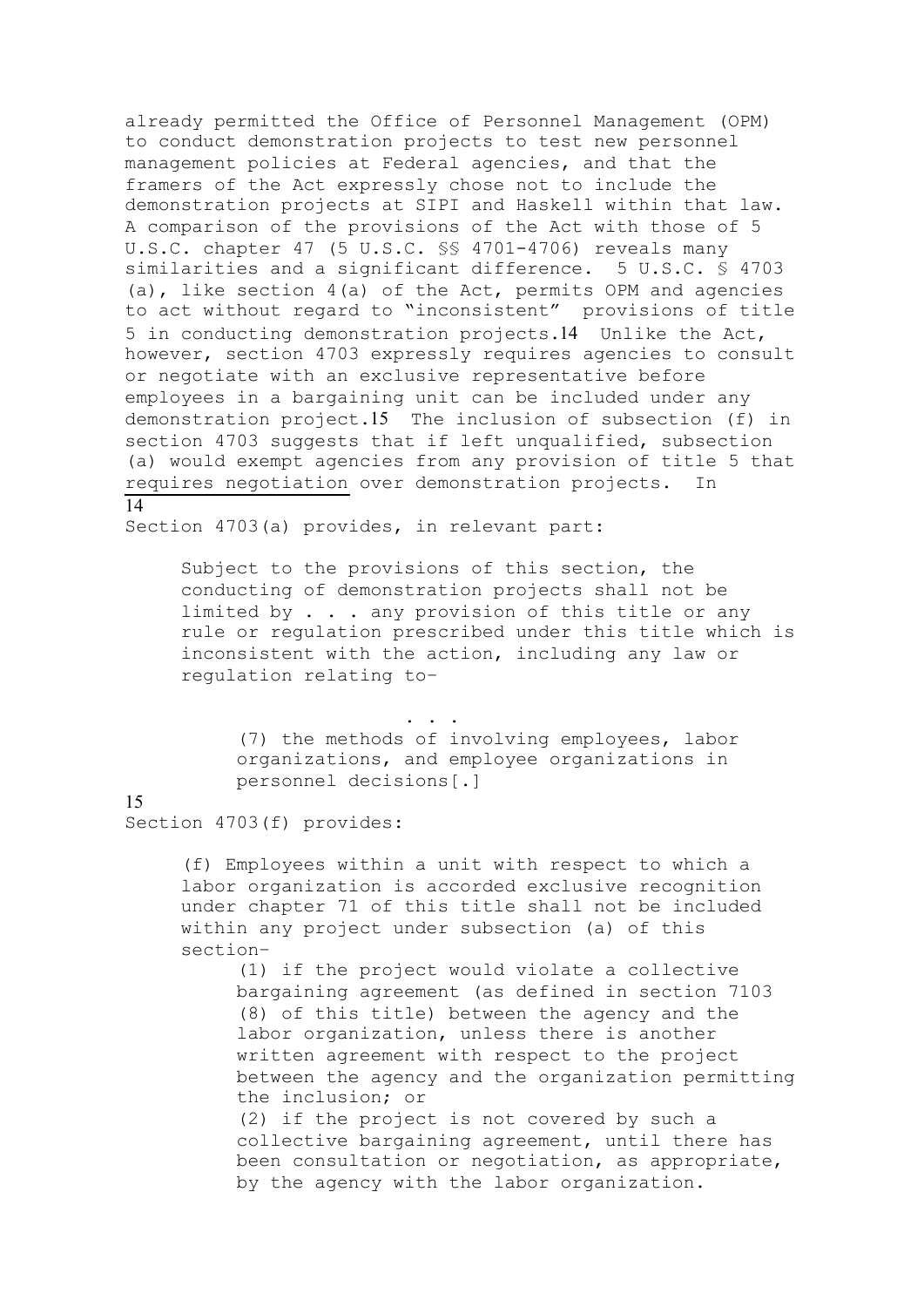already permitted the Office of Personnel Management (OPM) to conduct demonstration projects to test new personnel management policies at Federal agencies, and that the framers of the Act expressly chose not to include the demonstration projects at SIPI and Haskell within that law. A comparison of the provisions of the Act with those of 5 U.S.C. chapter 47 (5 U.S.C. §§ 4701-4706) reveals many similarities and a significant difference. 5 U.S.C. § 4703 (a), like section 4(a) of the Act, permits OPM and agencies to act without regard to "inconsistent" provisions of title 5 in conducting demonstration projects.[14] Unlike the Act, however, section 4703 expressly requires agencies to consult or negotiate with an exclusive representative before employees in a bargaining unit can be included under any demonstration project.[15] The inclusion of subsection (f) in section 4703 suggests that if left unqualified, subsection (a) would exempt agencies from any provision of title 5 that requires negotiation over demonstration projects. In

---

[14] Section 4703(a) provides, in relevant part:

> Subject to the provisions of this section, the conducting of demonstration projects shall not be limited by . . . any provision of this title or any rule or regulation prescribed under this title which is inconsistent with the action, including any law or regulation relating to-
>
> . . .
>
> (7) the methods of involving employees, labor organizations, and employee organizations in personnel decisions[.]

[15] Section 4703(f) provides:

> (f) Employees within a unit with respect to which a labor organization is accorded exclusive recognition under chapter 71 of this title shall not be included within any project under subsection (a) of this section-
>
> (1) if the project would violate a collective bargaining agreement (as defined in section 7103 (8) of this title) between the agency and the labor organization, unless there is another written agreement with respect to the project between the agency and the organization permitting the inclusion; or
>
> (2) if the project is not covered by such a collective bargaining agreement, until there has been consultation or negotiation, as appropriate, by the agency with the labor organization.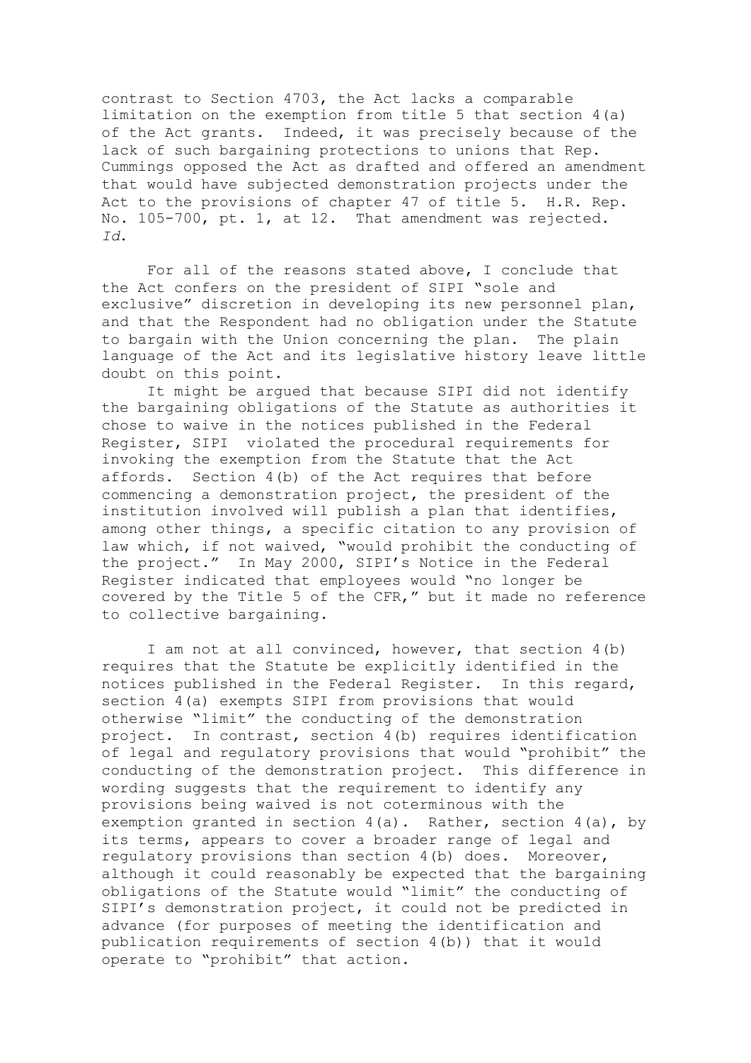contrast to Section 4703, the Act lacks a comparable limitation on the exemption from title 5 that section 4(a) of the Act grants. Indeed, it was precisely because of the lack of such bargaining protections to unions that Rep. Cummings opposed the Act as drafted and offered an amendment that would have subjected demonstration projects under the Act to the provisions of chapter 47 of title 5. H.R. Rep. No. 105-700, pt. 1, at 12. That amendment was rejected. *Id.*

For all of the reasons stated above, I conclude that the Act confers on the president of SIPI "sole and exclusive" discretion in developing its new personnel plan, and that the Respondent had no obligation under the Statute to bargain with the Union concerning the plan. The plain language of the Act and its legislative history leave little doubt on this point.

It might be argued that because SIPI did not identify the bargaining obligations of the Statute as authorities it chose to waive in the notices published in the Federal Register, SIPI violated the procedural requirements for invoking the exemption from the Statute that the Act affords. Section 4(b) of the Act requires that before commencing a demonstration project, the president of the institution involved will publish a plan that identifies, among other things, a specific citation to any provision of law which, if not waived, "would prohibit the conducting of the project." In May 2000, SIPI's Notice in the Federal Register indicated that employees would "no longer be covered by the Title 5 of the CFR," but it made no reference to collective bargaining.

I am not at all convinced, however, that section 4(b) requires that the Statute be explicitly identified in the notices published in the Federal Register. In this regard, section 4(a) exempts SIPI from provisions that would otherwise "limit" the conducting of the demonstration project. In contrast, section 4(b) requires identification of legal and regulatory provisions that would "prohibit" the conducting of the demonstration project. This difference in wording suggests that the requirement to identify any provisions being waived is not coterminous with the exemption granted in section 4(a). Rather, section 4(a), by its terms, appears to cover a broader range of legal and regulatory provisions than section 4(b) does. Moreover, although it could reasonably be expected that the bargaining obligations of the Statute would "limit" the conducting of SIPI's demonstration project, it could not be predicted in advance (for purposes of meeting the identification and publication requirements of section 4(b)) that it would operate to "prohibit" that action.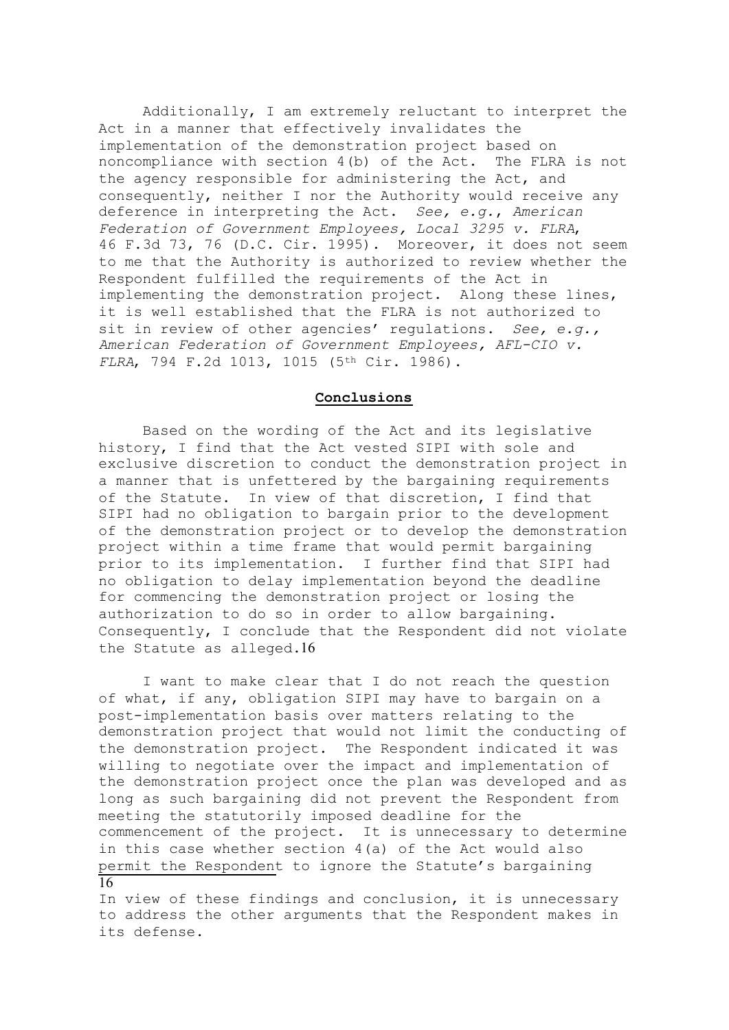Additionally, I am extremely reluctant to interpret the Act in a manner that effectively invalidates the implementation of the demonstration project based on noncompliance with section 4(b) of the Act. The FLRA is not the agency responsible for administering the Act, and consequently, neither I nor the Authority would receive any deference in interpreting the Act. *See, e.g.*, *American Federation of Government Employees, Local 3295 v. FLRA*, 46 F.3d 73, 76 (D.C. Cir. 1995). Moreover, it does not seem to me that the Authority is authorized to review whether the Respondent fulfilled the requirements of the Act in implementing the demonstration project. Along these lines, it is well established that the FLRA is not authorized to sit in review of other agencies' regulations. *See, e.g., American Federation of Government Employees, AFL-CIO v. FLRA*, 794 F.2d 1013, 1015 (5th Cir. 1986).

## **Conclusions**

Based on the wording of the Act and its legislative history, I find that the Act vested SIPI with sole and exclusive discretion to conduct the demonstration project in a manner that is unfettered by the bargaining requirements of the Statute. In view of that discretion, I find that SIPI had no obligation to bargain prior to the development of the demonstration project or to develop the demonstration project within a time frame that would permit bargaining prior to its implementation. I further find that SIPI had no obligation to delay implementation beyond the deadline for commencing the demonstration project or losing the authorization to do so in order to allow bargaining. Consequently, I conclude that the Respondent did not violate the Statute as alleged.[16]

I want to make clear that I do not reach the question of what, if any, obligation SIPI may have to bargain on a post-implementation basis over matters relating to the demonstration project that would not limit the conducting of the demonstration project. The Respondent indicated it was willing to negotiate over the impact and implementation of the demonstration project once the plan was developed and as long as such bargaining did not prevent the Respondent from meeting the statutorily imposed deadline for the commencement of the project. It is unnecessary to determine in this case whether section 4(a) of the Act would also permit the Respondent to ignore the Statute's bargaining

---

16 In view of these findings and conclusion, it is unnecessary to address the other arguments that the Respondent makes in its defense.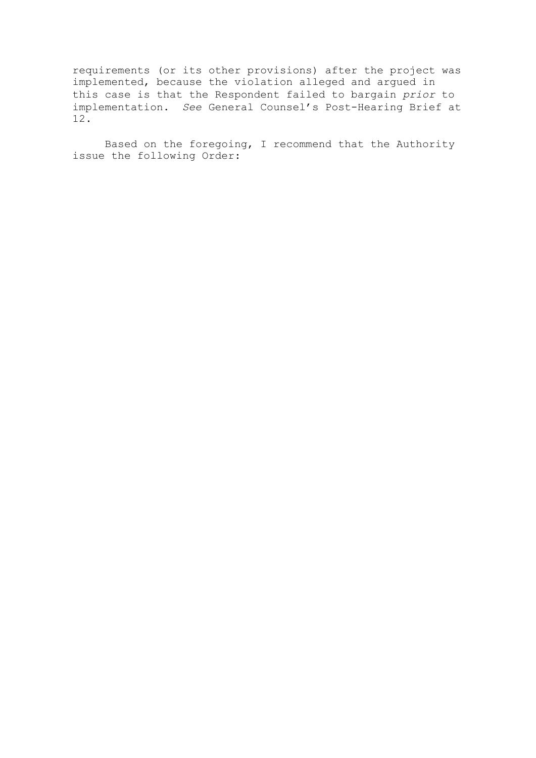requirements (or its other provisions) after the project was implemented, because the violation alleged and argued in this case is that the Respondent failed to bargain *prior* to implementation. *See* General Counsel's Post-Hearing Brief at 12.

Based on the foregoing, I recommend that the Authority issue the following Order: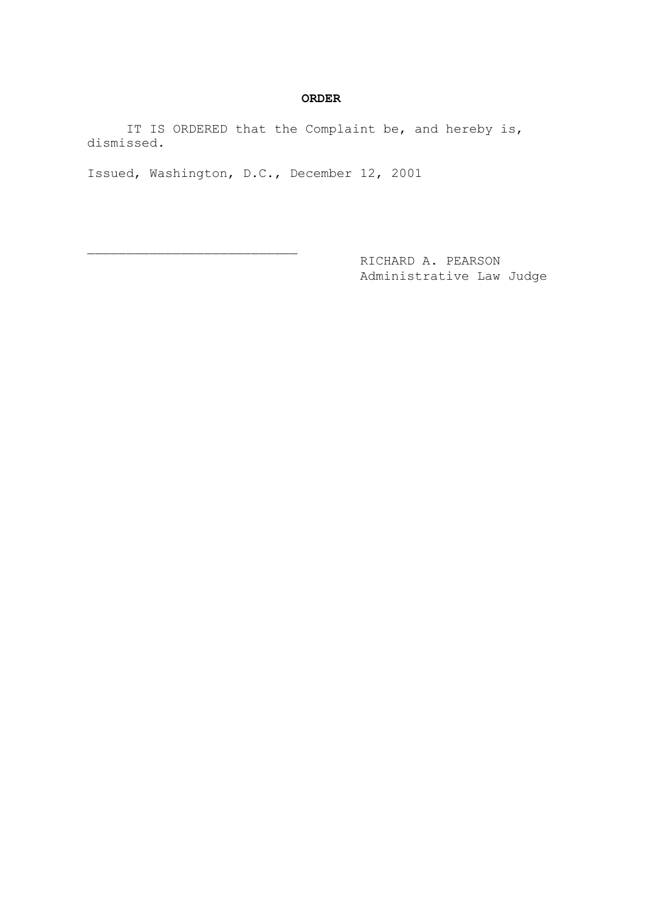## ORDER

IT IS ORDERED that the Complaint be, and hereby is, dismissed.

Issued, Washington, D.C., December 12, 2001

___________________________

RICHARD A. PEARSON
Administrative Law Judge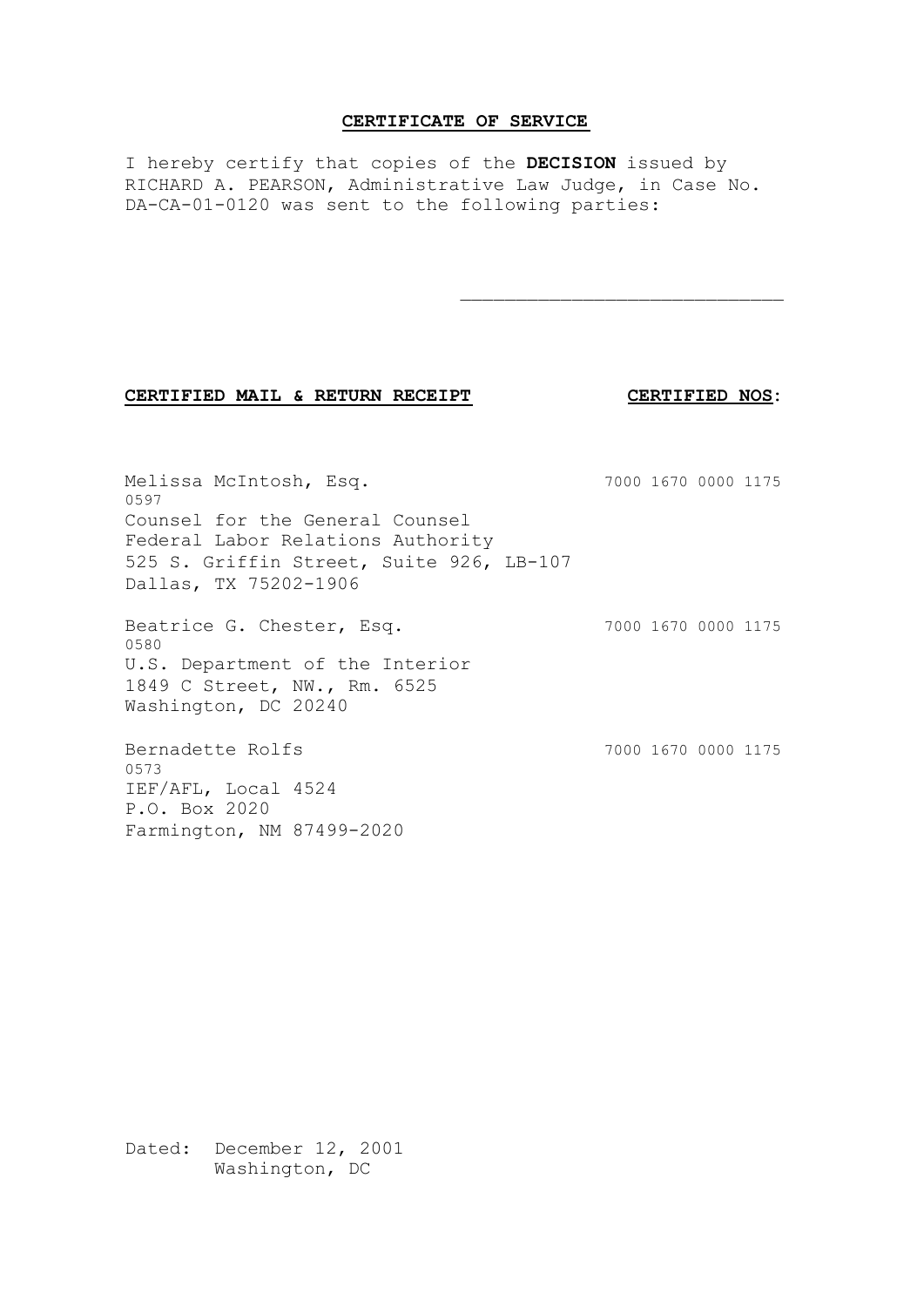**CERTIFICATE OF SERVICE**

I hereby certify that copies of the **DECISION** issued by RICHARD A. PEARSON, Administrative Law Judge, in Case No. DA-CA-01-0120 was sent to the following parties:

_____________________________

**CERTIFIED MAIL & RETURN RECEIPT** **CERTIFIED NOS:**

Melissa McIntosh, Esq. 7000 1670 0000 1175 0597
Counsel for the General Counsel
Federal Labor Relations Authority
525 S. Griffin Street, Suite 926, LB-107
Dallas, TX 75202-1906

Beatrice G. Chester, Esq. 7000 1670 0000 1175 0580
U.S. Department of the Interior
1849 C Street, NW., Rm. 6525
Washington, DC 20240

Bernadette Rolfs 7000 1670 0000 1175 0573
IEF/AFL, Local 4524
P.O. Box 2020
Farmington, NM 87499-2020

Dated: December 12, 2001
Washington, DC